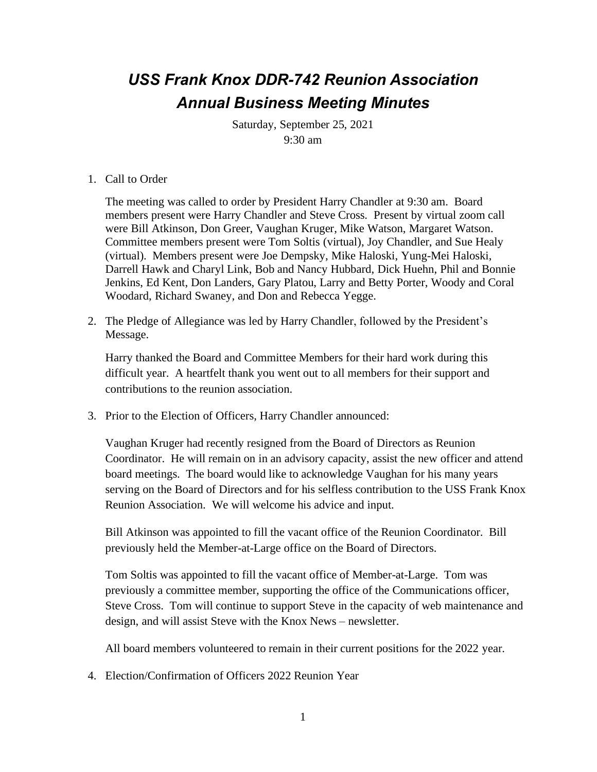# *USS Frank Knox DDR-742 Reunion Association Annual Business Meeting Minutes*

Saturday, September 25, 2021
9:30 am

1. Call to Order

   The meeting was called to order by President Harry Chandler at 9:30 am. Board members present were Harry Chandler and Steve Cross. Present by virtual zoom call were Bill Atkinson, Don Greer, Vaughan Kruger, Mike Watson, Margaret Watson. Committee members present were Tom Soltis (virtual), Joy Chandler, and Sue Healy (virtual). Members present were Joe Dempsky, Mike Haloski, Yung-Mei Haloski, Darrell Hawk and Charyl Link, Bob and Nancy Hubbard, Dick Huehn, Phil and Bonnie Jenkins, Ed Kent, Don Landers, Gary Platou, Larry and Betty Porter, Woody and Coral Woodard, Richard Swaney, and Don and Rebecca Yegge.

2. The Pledge of Allegiance was led by Harry Chandler, followed by the President's Message.

   Harry thanked the Board and Committee Members for their hard work during this difficult year. A heartfelt thank you went out to all members for their support and contributions to the reunion association.

3. Prior to the Election of Officers, Harry Chandler announced:

   Vaughan Kruger had recently resigned from the Board of Directors as Reunion Coordinator. He will remain on in an advisory capacity, assist the new officer and attend board meetings. The board would like to acknowledge Vaughan for his many years serving on the Board of Directors and for his selfless contribution to the USS Frank Knox Reunion Association. We will welcome his advice and input.

   Bill Atkinson was appointed to fill the vacant office of the Reunion Coordinator. Bill previously held the Member-at-Large office on the Board of Directors.

   Tom Soltis was appointed to fill the vacant office of Member-at-Large. Tom was previously a committee member, supporting the office of the Communications officer, Steve Cross. Tom will continue to support Steve in the capacity of web maintenance and design, and will assist Steve with the Knox News – newsletter.

   All board members volunteered to remain in their current positions for the 2022 year.

4. Election/Confirmation of Officers 2022 Reunion Year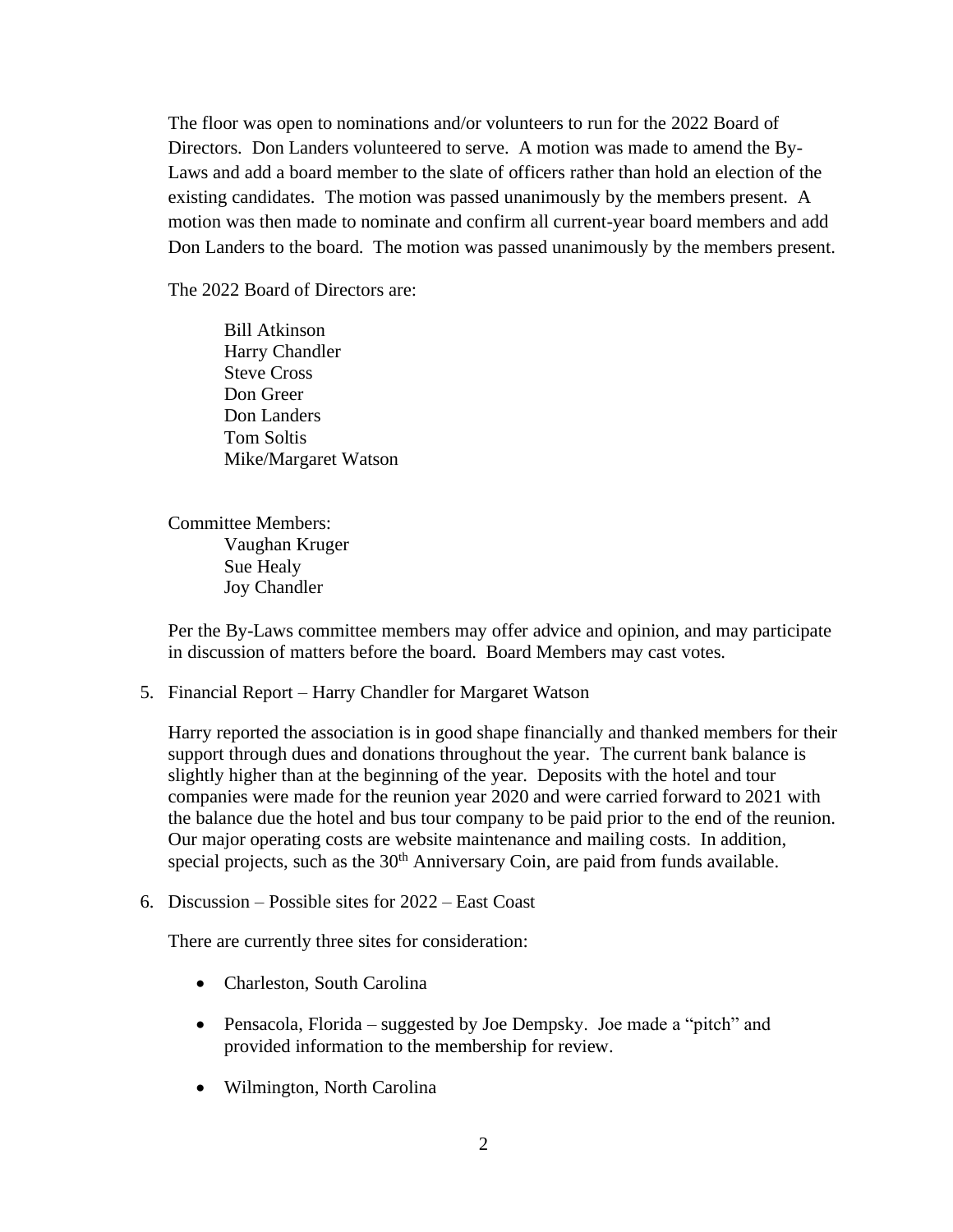The floor was open to nominations and/or volunteers to run for the 2022 Board of Directors. Don Landers volunteered to serve. A motion was made to amend the By-Laws and add a board member to the slate of officers rather than hold an election of the existing candidates. The motion was passed unanimously by the members present. A motion was then made to nominate and confirm all current-year board members and add Don Landers to the board. The motion was passed unanimously by the members present.

The 2022 Board of Directors are:

Bill Atkinson
Harry Chandler
Steve Cross
Don Greer
Don Landers
Tom Soltis
Mike/Margaret Watson

Committee Members:
Vaughan Kruger
Sue Healy
Joy Chandler

Per the By-Laws committee members may offer advice and opinion, and may participate in discussion of matters before the board. Board Members may cast votes.

5. Financial Report – Harry Chandler for Margaret Watson

   Harry reported the association is in good shape financially and thanked members for their support through dues and donations throughout the year. The current bank balance is slightly higher than at the beginning of the year. Deposits with the hotel and tour companies were made for the reunion year 2020 and were carried forward to 2021 with the balance due the hotel and bus tour company to be paid prior to the end of the reunion. Our major operating costs are website maintenance and mailing costs. In addition, special projects, such as the 30th Anniversary Coin, are paid from funds available.

6. Discussion – Possible sites for 2022 – East Coast

   There are currently three sites for consideration:

   - Charleston, South Carolina
   - Pensacola, Florida – suggested by Joe Dempsky. Joe made a "pitch" and provided information to the membership for review.
   - Wilmington, North Carolina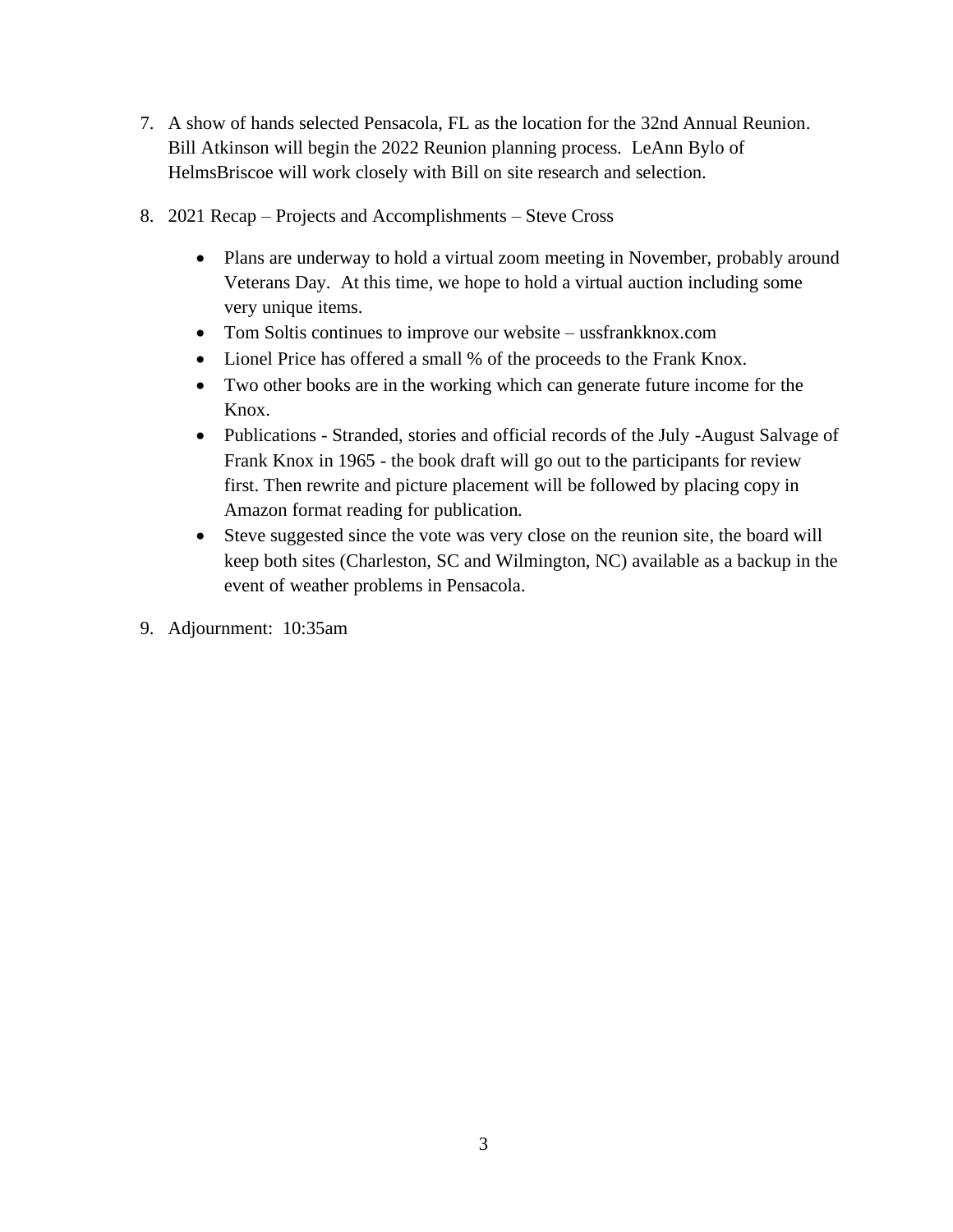7. A show of hands selected Pensacola, FL as the location for the 32nd Annual Reunion. Bill Atkinson will begin the 2022 Reunion planning process. LeAnn Bylo of HelmsBriscoe will work closely with Bill on site research and selection.

8. 2021 Recap – Projects and Accomplishments – Steve Cross

   - Plans are underway to hold a virtual zoom meeting in November, probably around Veterans Day. At this time, we hope to hold a virtual auction including some very unique items.
   - Tom Soltis continues to improve our website – ussfrankknox.com
   - Lionel Price has offered a small % of the proceeds to the Frank Knox.
   - Two other books are in the working which can generate future income for the Knox.
   - Publications - Stranded, stories and official records of the July -August Salvage of Frank Knox in 1965 - the book draft will go out to the participants for review first. Then rewrite and picture placement will be followed by placing copy in Amazon format reading for publication.
   - Steve suggested since the vote was very close on the reunion site, the board will keep both sites (Charleston, SC and Wilmington, NC) available as a backup in the event of weather problems in Pensacola.

9. Adjournment: 10:35am